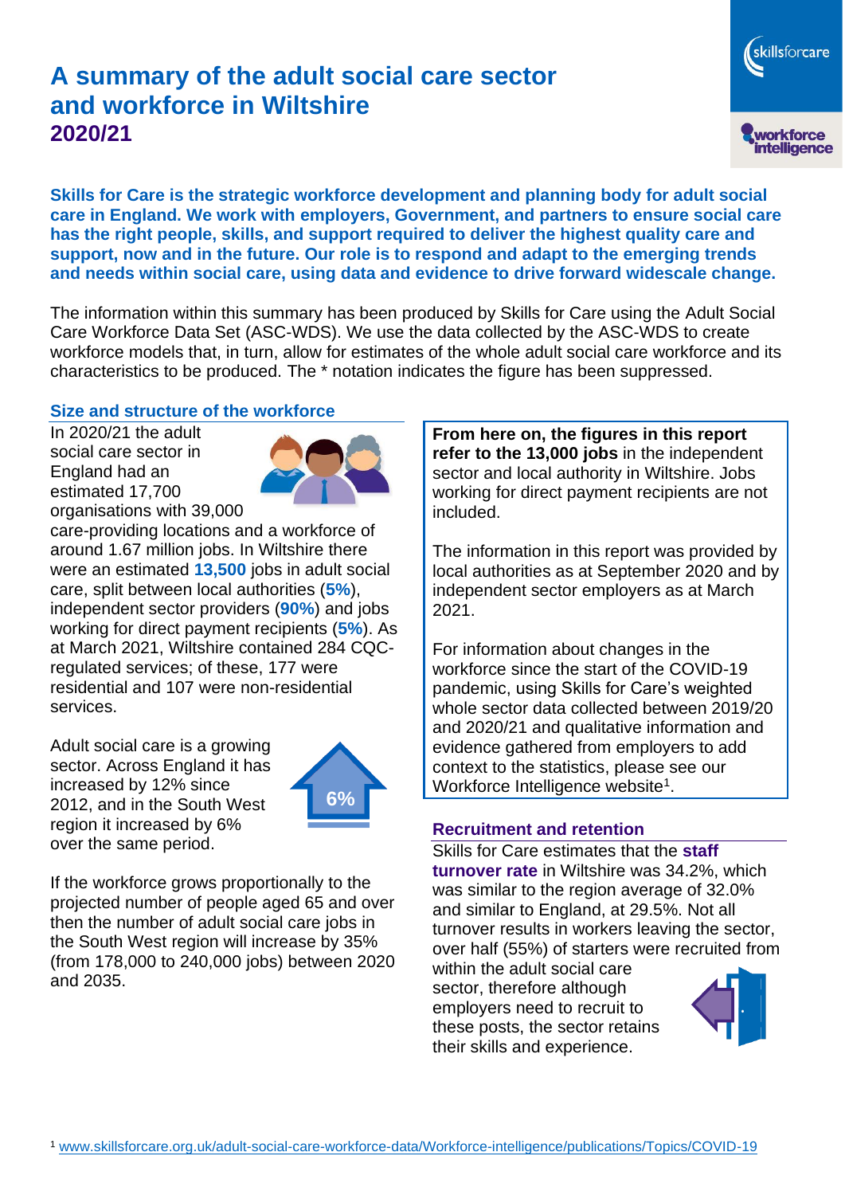# A summary of the adult social care sector and workforce in Wiltshire

**2020/21**

**Skills for Care is the strategic workforce development and planning body for adult social care in England. We work with employers, Government, and partners to ensure social care has the right people, skills, and support required to deliver the highest quality care and support, now and in the future. Our role is to respond and adapt to the emerging trends and needs within social care, using data and evidence to drive forward widescale change.**

The information within this summary has been produced by Skills for Care using the Adult Social Care Workforce Data Set (ASC-WDS). We use the data collected by the ASC-WDS to create workforce models that, in turn, allow for estimates of the whole adult social care workforce and its characteristics to be produced. The * notation indicates the figure has been suppressed.

## Size and structure of the workforce

In 2020/21 the adult social care sector in England had an estimated 17,700 organisations with 39,000 care-providing locations and a workforce of around 1.67 million jobs. In Wiltshire there were an estimated **13,500** jobs in adult social care, split between local authorities (**5%**), independent sector providers (**90%**) and jobs working for direct payment recipients (**5%**). As at March 2021, Wiltshire contained 284 CQC-regulated services; of these, 177 were residential and 107 were non-residential services.

Adult social care is a growing sector. Across England it has increased by 12% since 2012, and in the South West region it increased by 6% over the same period.

6%

If the workforce grows proportionally to the projected number of people aged 65 and over then the number of adult social care jobs in the South West region will increase by 35% (from 178,000 to 240,000 jobs) between 2020 and 2035.

**From here on, the figures in this report refer to the 13,000 jobs** in the independent sector and local authority in Wiltshire. Jobs working for direct payment recipients are not included.

The information in this report was provided by local authorities as at September 2020 and by independent sector employers as at March 2021.

For information about changes in the workforce since the start of the COVID-19 pandemic, using Skills for Care's weighted whole sector data collected between 2019/20 and 2020/21 and qualitative information and evidence gathered from employers to add context to the statistics, please see our Workforce Intelligence website[1].

## Recruitment and retention

Skills for Care estimates that the **staff turnover rate** in Wiltshire was 34.2%, which was similar to the region average of 32.0% and similar to England, at 29.5%. Not all turnover results in workers leaving the sector, over half (55%) of starters were recruited from within the adult social care sector, therefore although employers need to recruit to these posts, the sector retains their skills and experience.

[1] www.skillsforcare.org.uk/adult-social-care-workforce-data/Workforce-intelligence/publications/Topics/COVID-19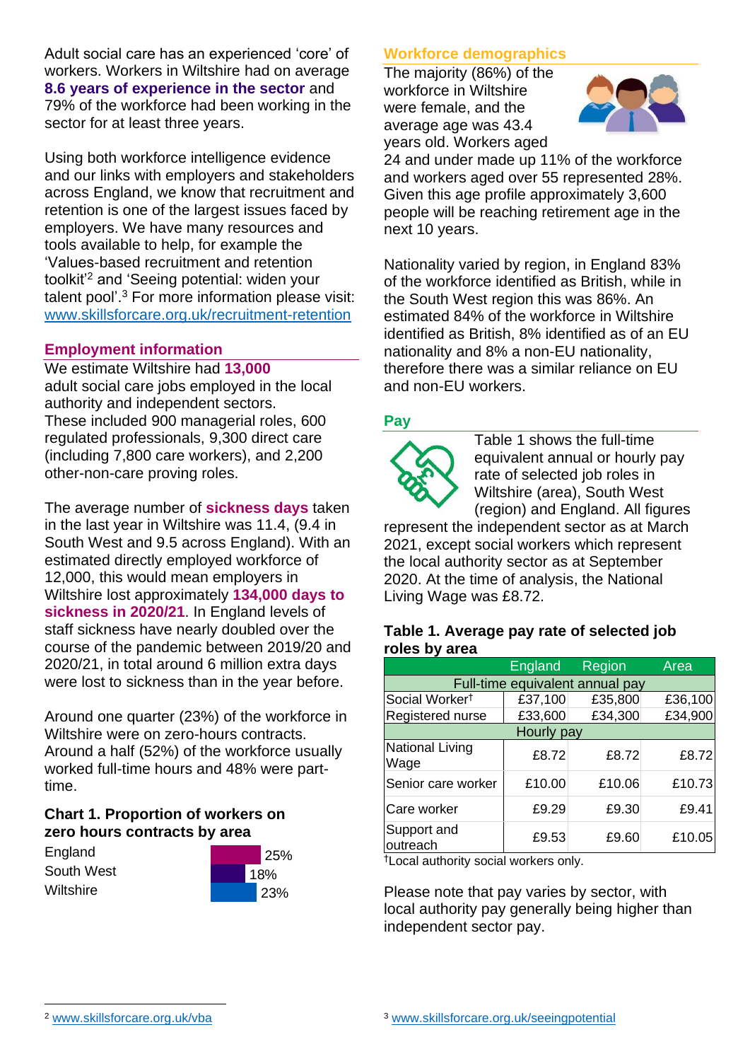Adult social care has an experienced 'core' of workers. Workers in Wiltshire had on average **8.6 years of experience in the sector** and 79% of the workforce had been working in the sector for at least three years.

Using both workforce intelligence evidence and our links with employers and stakeholders across England, we know that recruitment and retention is one of the largest issues faced by employers. We have many resources and tools available to help, for example the 'Values-based recruitment and retention toolkit'[2] and 'Seeing potential: widen your talent pool'.[3] For more information please visit: www.skillsforcare.org.uk/recruitment-retention

## Employment information

We estimate Wiltshire had **13,000** adult social care jobs employed in the local authority and independent sectors. These included 900 managerial roles, 600 regulated professionals, 9,300 direct care (including 7,800 care workers), and 2,200 other-non-care proving roles.

The average number of **sickness days** taken in the last year in Wiltshire was 11.4, (9.4 in South West and 9.5 across England). With an estimated directly employed workforce of 12,000, this would mean employers in Wiltshire lost approximately **134,000 days to sickness in 2020/21**. In England levels of staff sickness have nearly doubled over the course of the pandemic between 2019/20 and 2020/21, in total around 6 million extra days were lost to sickness than in the year before.

Around one quarter (23%) of the workforce in Wiltshire were on zero-hours contracts. Around a half (52%) of the workforce usually worked full-time hours and 48% were part-time.

### Chart 1. Proportion of workers on zero hours contracts by area

| Area | Proportion |
|---|---|
| England | 25% |
| South West | 18% |
| Wiltshire | 23% |

## Workforce demographics

The majority (86%) of the workforce in Wiltshire were female, and the average age was 43.4 years old. Workers aged 24 and under made up 11% of the workforce and workers aged over 55 represented 28%. Given this age profile approximately 3,600 people will be reaching retirement age in the next 10 years.

Nationality varied by region, in England 83% of the workforce identified as British, while in the South West region this was 86%. An estimated 84% of the workforce in Wiltshire identified as British, 8% identified as of an EU nationality and 8% a non-EU nationality, therefore there was a similar reliance on EU and non-EU workers.

## Pay

Table 1 shows the full-time equivalent annual or hourly pay rate of selected job roles in Wiltshire (area), South West (region) and England. All figures represent the independent sector as at March 2021, except social workers which represent the local authority sector as at September 2020. At the time of analysis, the National Living Wage was £8.72.

### Table 1. Average pay rate of selected job roles by area

| | England | Region | Area |
|---|---|---|---|
| **Full-time equivalent annual pay** | | | |
| Social Worker† | £37,100 | £35,800 | £36,100 |
| Registered nurse | £33,600 | £34,300 | £34,900 |
| **Hourly pay** | | | |
| National Living Wage | £8.72 | £8.72 | £8.72 |
| Senior care worker | £10.00 | £10.06 | £10.73 |
| Care worker | £9.29 | £9.30 | £9.41 |
| Support and outreach | £9.53 | £9.60 | £10.05 |

†Local authority social workers only.

Please note that pay varies by sector, with local authority pay generally being higher than independent sector pay.

[2] www.skillsforcare.org.uk/vba

[3] www.skillsforcare.org.uk/seeingpotential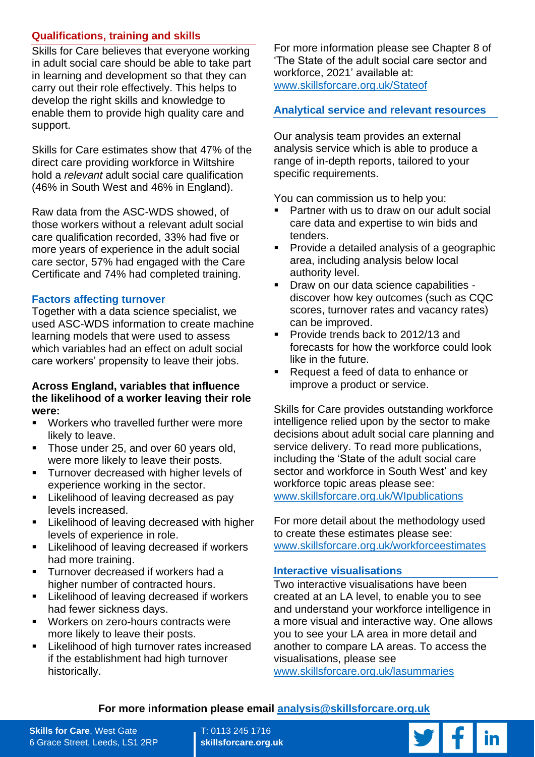## Qualifications, training and skills

Skills for Care believes that everyone working in adult social care should be able to take part in learning and development so that they can carry out their role effectively. This helps to develop the right skills and knowledge to enable them to provide high quality care and support.

Skills for Care estimates show that 47% of the direct care providing workforce in Wiltshire hold a *relevant* adult social care qualification (46% in South West and 46% in England).

Raw data from the ASC-WDS showed, of those workers without a relevant adult social care qualification recorded, 33% had five or more years of experience in the adult social care sector, 57% had engaged with the Care Certificate and 74% had completed training.

## Factors affecting turnover

Together with a data science specialist, we used ASC-WDS information to create machine learning models that were used to assess which variables had an effect on adult social care workers' propensity to leave their jobs.

**Across England, variables that influence the likelihood of a worker leaving their role were:**

- Workers who travelled further were more likely to leave.
- Those under 25, and over 60 years old, were more likely to leave their posts.
- Turnover decreased with higher levels of experience working in the sector.
- Likelihood of leaving decreased as pay levels increased.
- Likelihood of leaving decreased with higher levels of experience in role.
- Likelihood of leaving decreased if workers had more training.
- Turnover decreased if workers had a higher number of contracted hours.
- Likelihood of leaving decreased if workers had fewer sickness days.
- Workers on zero-hours contracts were more likely to leave their posts.
- Likelihood of high turnover rates increased if the establishment had high turnover historically.

For more information please see Chapter 8 of 'The State of the adult social care sector and workforce, 2021' available at: www.skillsforcare.org.uk/Stateof

## Analytical service and relevant resources

Our analysis team provides an external analysis service which is able to produce a range of in-depth reports, tailored to your specific requirements.

You can commission us to help you:

- Partner with us to draw on our adult social care data and expertise to win bids and tenders.
- Provide a detailed analysis of a geographic area, including analysis below local authority level.
- Draw on our data science capabilities - discover how key outcomes (such as CQC scores, turnover rates and vacancy rates) can be improved.
- Provide trends back to 2012/13 and forecasts for how the workforce could look like in the future.
- Request a feed of data to enhance or improve a product or service.

Skills for Care provides outstanding workforce intelligence relied upon by the sector to make decisions about adult social care planning and service delivery. To read more publications, including the 'State of the adult social care sector and workforce in South West' and key workforce topic areas please see: www.skillsforcare.org.uk/WIpublications

For more detail about the methodology used to create these estimates please see: www.skillsforcare.org.uk/workforceestimates

## Interactive visualisations

Two interactive visualisations have been created at an LA level, to enable you to see and understand your workforce intelligence in a more visual and interactive way. One allows you to see your LA area in more detail and another to compare LA areas. To access the visualisations, please see www.skillsforcare.org.uk/lasummaries

**For more information please email analysis@skillsforcare.org.uk**

**Skills for Care**, West Gate
6 Grace Street, Leeds, LS1 2RP

T: 0113 245 1716
**skillsforcare.org.uk**